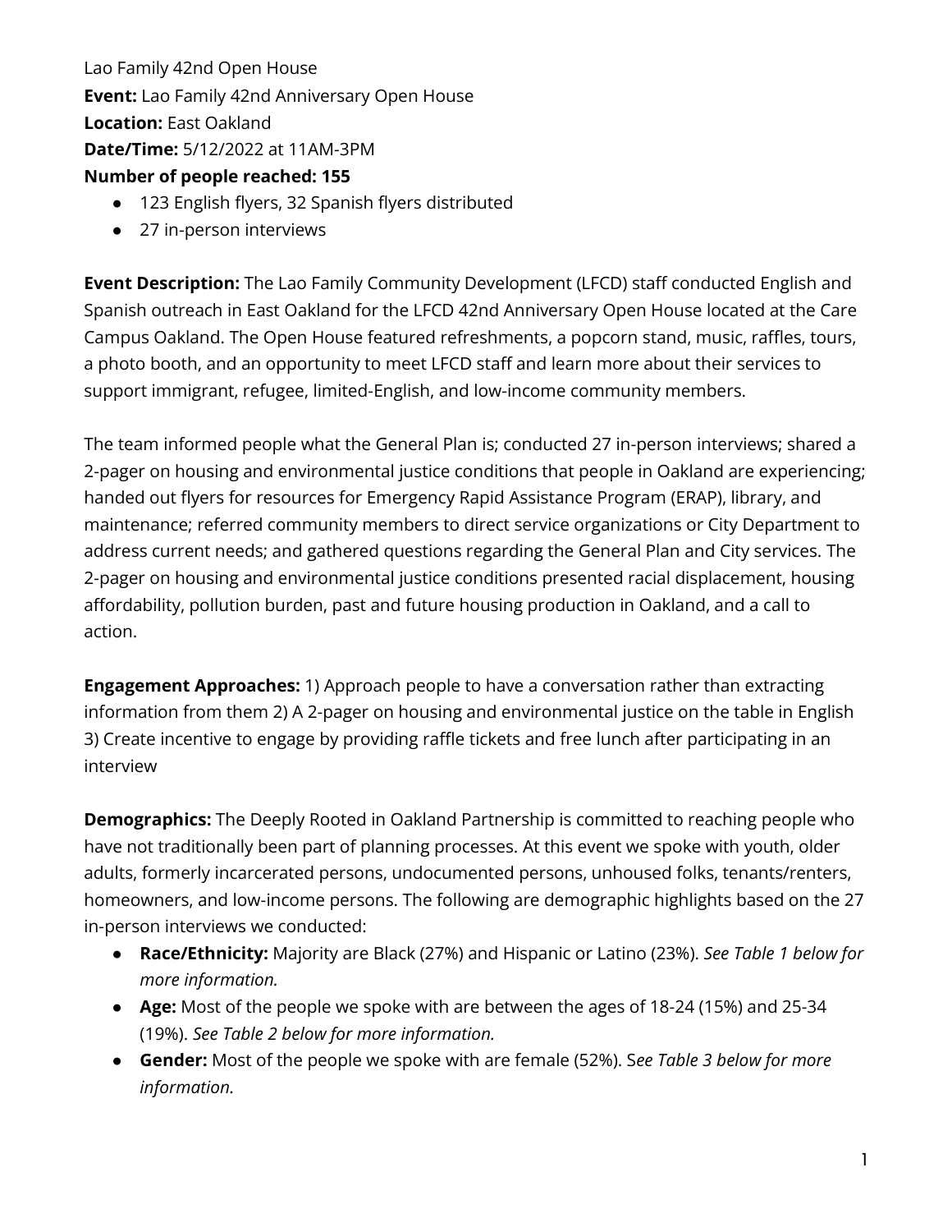Lao Family 42nd Open House

**Event:** Lao Family 42nd Anniversary Open House

**Location:** East Oakland

**Date/Time:** 5/12/2022 at 11AM-3PM

**Number of people reached: 155**

- 123 English flyers, 32 Spanish flyers distributed
- 27 in-person interviews

**Event Description:** The Lao Family Community Development (LFCD) staff conducted English and Spanish outreach in East Oakland for the LFCD 42nd Anniversary Open House located at the Care Campus Oakland. The Open House featured refreshments, a popcorn stand, music, raffles, tours, a photo booth, and an opportunity to meet LFCD staff and learn more about their services to support immigrant, refugee, limited-English, and low-income community members.

The team informed people what the General Plan is; conducted 27 in-person interviews; shared a 2-pager on housing and environmental justice conditions that people in Oakland are experiencing; handed out flyers for resources for Emergency Rapid Assistance Program (ERAP), library, and maintenance; referred community members to direct service organizations or City Department to address current needs; and gathered questions regarding the General Plan and City services. The 2-pager on housing and environmental justice conditions presented racial displacement, housing affordability, pollution burden, past and future housing production in Oakland, and a call to action.

**Engagement Approaches:** 1) Approach people to have a conversation rather than extracting information from them 2) A 2-pager on housing and environmental justice on the table in English 3) Create incentive to engage by providing raffle tickets and free lunch after participating in an interview

**Demographics:** The Deeply Rooted in Oakland Partnership is committed to reaching people who have not traditionally been part of planning processes. At this event we spoke with youth, older adults, formerly incarcerated persons, undocumented persons, unhoused folks, tenants/renters, homeowners, and low-income persons. The following are demographic highlights based on the 27 in-person interviews we conducted:

- **Race/Ethnicity:** Majority are Black (27%) and Hispanic or Latino (23%). *See Table 1 below for more information.*
- **Age:** Most of the people we spoke with are between the ages of 18-24 (15%) and 25-34 (19%). *See Table 2 below for more information.*
- **Gender:** Most of the people we spoke with are female (52%). *See Table 3 below for more information.*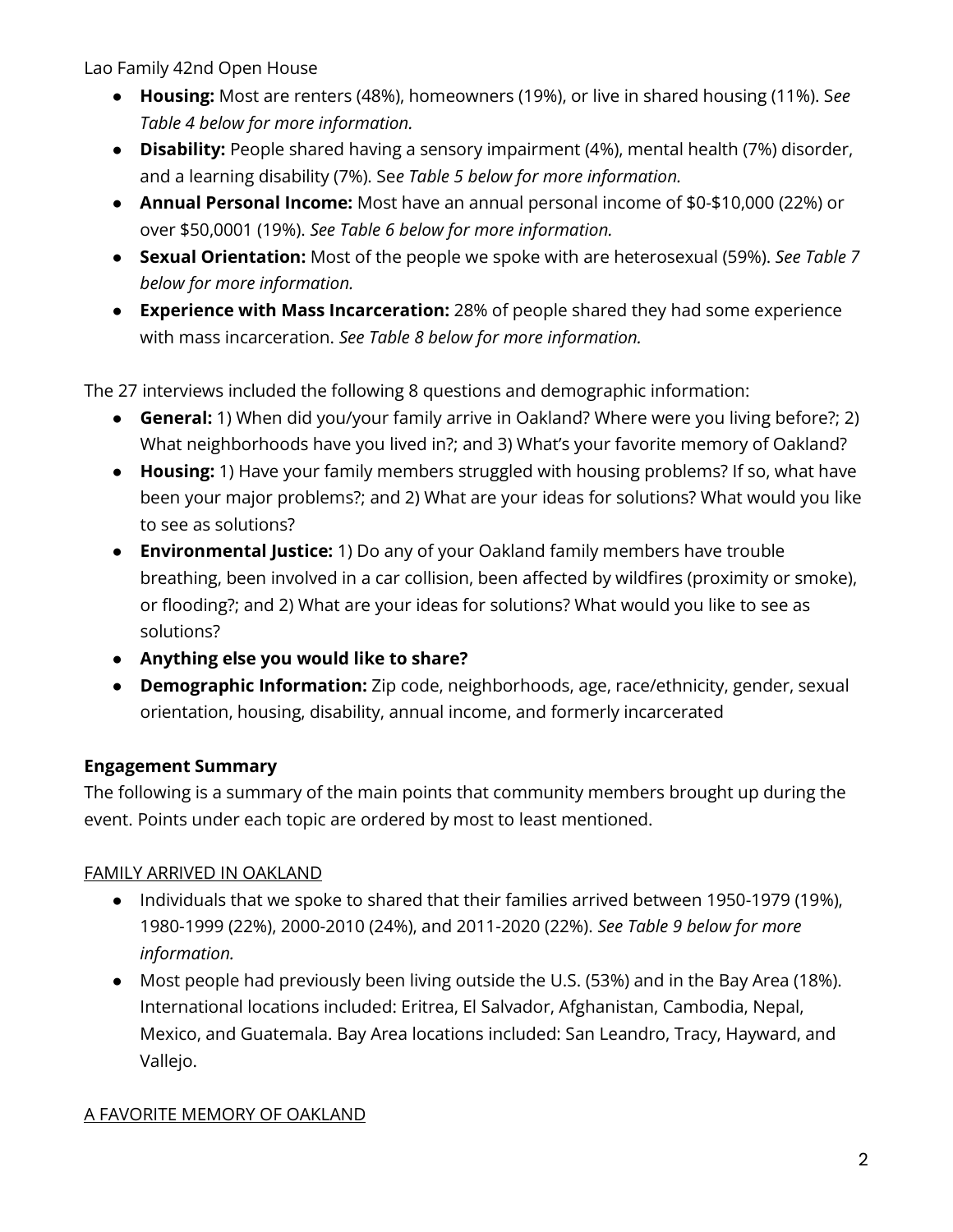- **Housing:** Most are renters (48%), homeowners (19%), or live in shared housing (11%). *See Table 4 below for more information.*
- **Disability:** People shared having a sensory impairment (4%), mental health (7%) disorder, and a learning disability (7%). *See Table 5 below for more information.*
- **Annual Personal Income:** Most have an annual personal income of $0-$10,000 (22%) or over $50,0001 (19%). *See Table 6 below for more information.*
- **Sexual Orientation:** Most of the people we spoke with are heterosexual (59%). *See Table 7 below for more information.*
- **Experience with Mass Incarceration:** 28% of people shared they had some experience with mass incarceration. *See Table 8 below for more information.*

The 27 interviews included the following 8 questions and demographic information:

- **General:** 1) When did you/your family arrive in Oakland? Where were you living before?; 2) What neighborhoods have you lived in?; and 3) What's your favorite memory of Oakland?
- **Housing:** 1) Have your family members struggled with housing problems? If so, what have been your major problems?; and 2) What are your ideas for solutions? What would you like to see as solutions?
- **Environmental Justice:** 1) Do any of your Oakland family members have trouble breathing, been involved in a car collision, been affected by wildfires (proximity or smoke), or flooding?; and 2) What are your ideas for solutions? What would you like to see as solutions?
- **Anything else you would like to share?**
- **Demographic Information:** Zip code, neighborhoods, age, race/ethnicity, gender, sexual orientation, housing, disability, annual income, and formerly incarcerated

**Engagement Summary**

The following is a summary of the main points that community members brought up during the event. Points under each topic are ordered by most to least mentioned.

<u>FAMILY ARRIVED IN OAKLAND</u>

- Individuals that we spoke to shared that their families arrived between 1950-1979 (19%), 1980-1999 (22%), 2000-2010 (24%), and 2011-2020 (22%). *See Table 9 below for more information.*
- Most people had previously been living outside the U.S. (53%) and in the Bay Area (18%). International locations included: Eritrea, El Salvador, Afghanistan, Cambodia, Nepal, Mexico, and Guatemala. Bay Area locations included: San Leandro, Tracy, Hayward, and Vallejo.

<u>A FAVORITE MEMORY OF OAKLAND</u>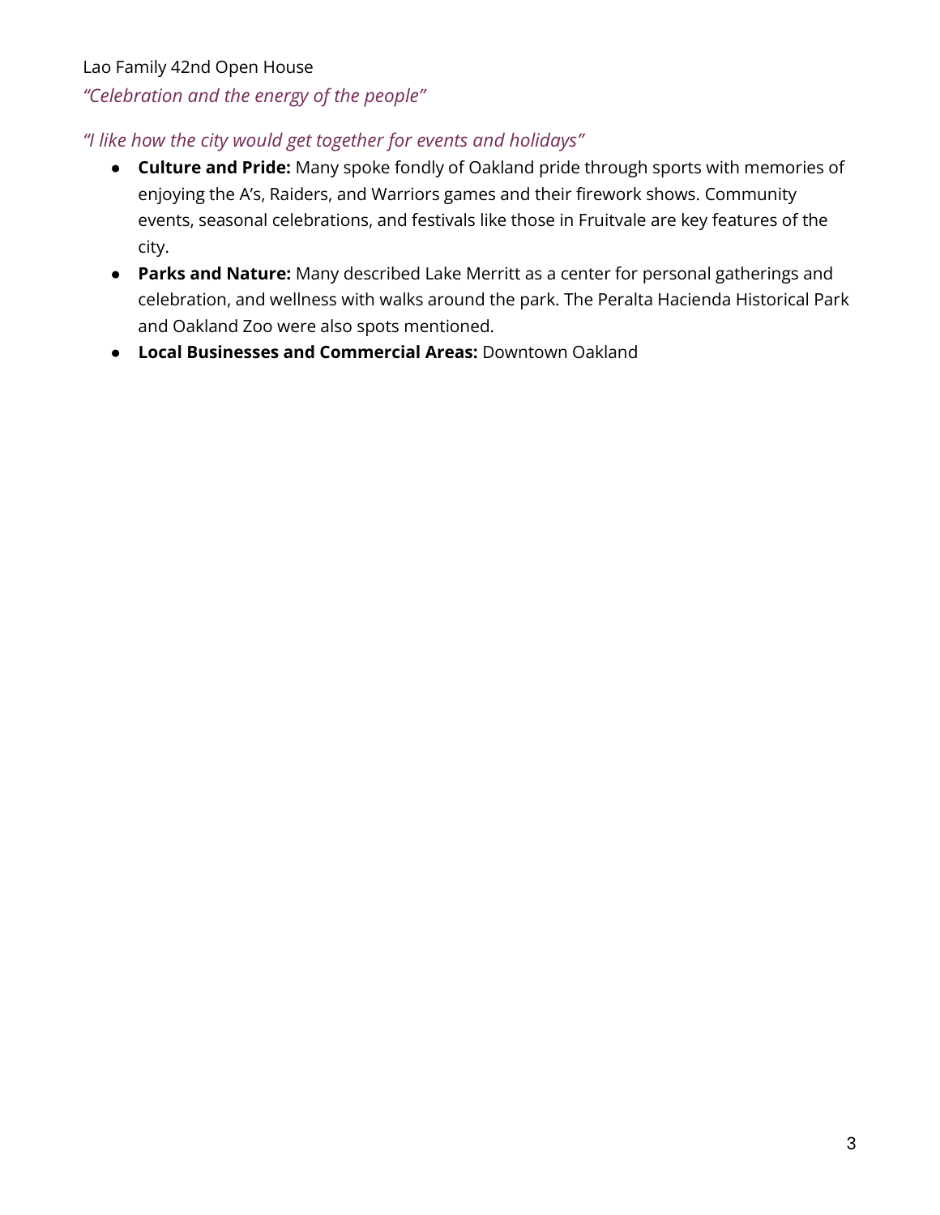Lao Family 42nd Open House

*"Celebration and the energy of the people"*

*"I like how the city would get together for events and holidays"*

- **Culture and Pride:** Many spoke fondly of Oakland pride through sports with memories of enjoying the A's, Raiders, and Warriors games and their firework shows. Community events, seasonal celebrations, and festivals like those in Fruitvale are key features of the city.
- **Parks and Nature:** Many described Lake Merritt as a center for personal gatherings and celebration, and wellness with walks around the park. The Peralta Hacienda Historical Park and Oakland Zoo were also spots mentioned.
- **Local Businesses and Commercial Areas:** Downtown Oakland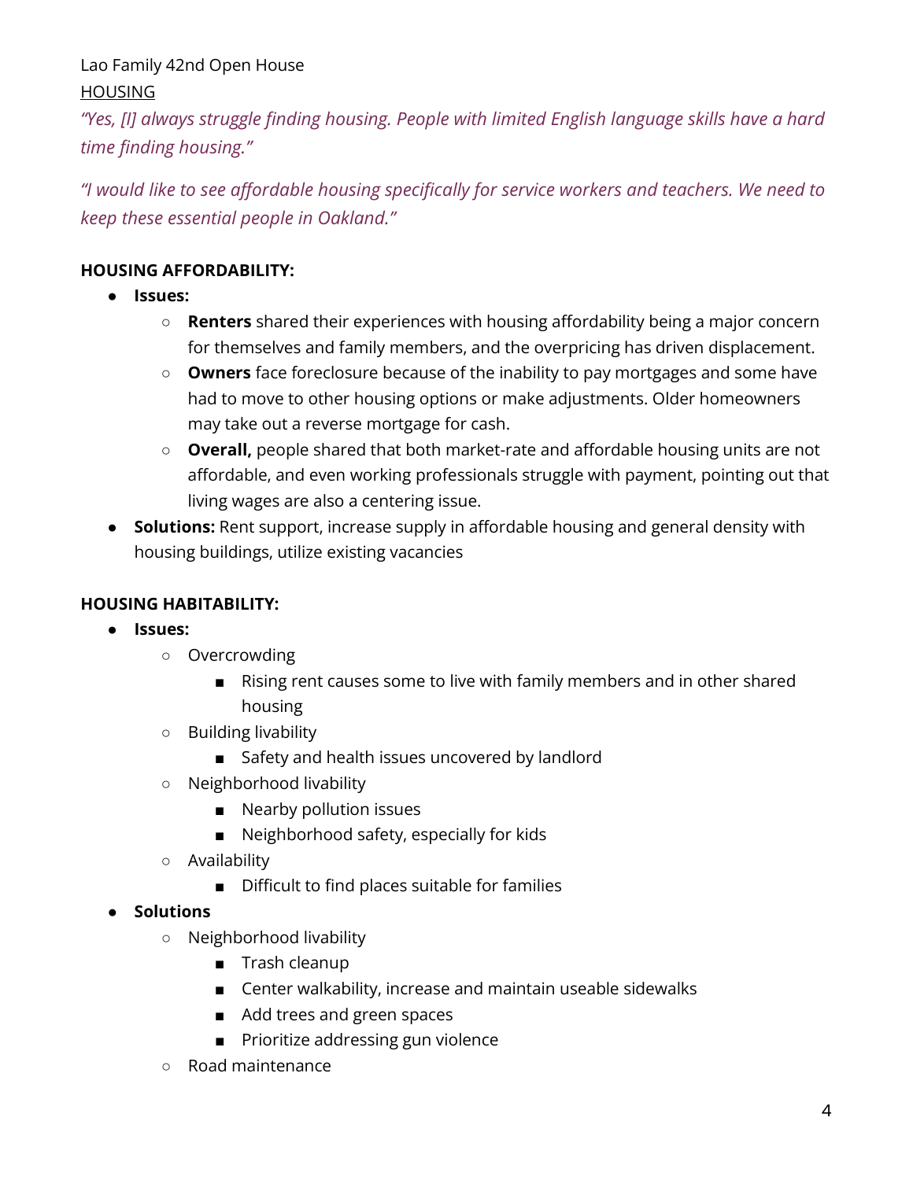Lao Family 42nd Open House

HOUSING

*"Yes, [I] always struggle finding housing. People with limited English language skills have a hard time finding housing."*

*"I would like to see affordable housing specifically for service workers and teachers. We need to keep these essential people in Oakland."*

**HOUSING AFFORDABILITY:**

- **Issues:**
  - **Renters** shared their experiences with housing affordability being a major concern for themselves and family members, and the overpricing has driven displacement.
  - **Owners** face foreclosure because of the inability to pay mortgages and some have had to move to other housing options or make adjustments. Older homeowners may take out a reverse mortgage for cash.
  - **Overall,** people shared that both market-rate and affordable housing units are not affordable, and even working professionals struggle with payment, pointing out that living wages are also a centering issue.
- **Solutions:** Rent support, increase supply in affordable housing and general density with housing buildings, utilize existing vacancies

**HOUSING HABITABILITY:**

- **Issues:**
  - Overcrowding
    - Rising rent causes some to live with family members and in other shared housing
  - Building livability
    - Safety and health issues uncovered by landlord
  - Neighborhood livability
    - Nearby pollution issues
    - Neighborhood safety, especially for kids
  - Availability
    - Difficult to find places suitable for families
- **Solutions**
  - Neighborhood livability
    - Trash cleanup
    - Center walkability, increase and maintain useable sidewalks
    - Add trees and green spaces
    - Prioritize addressing gun violence
  - Road maintenance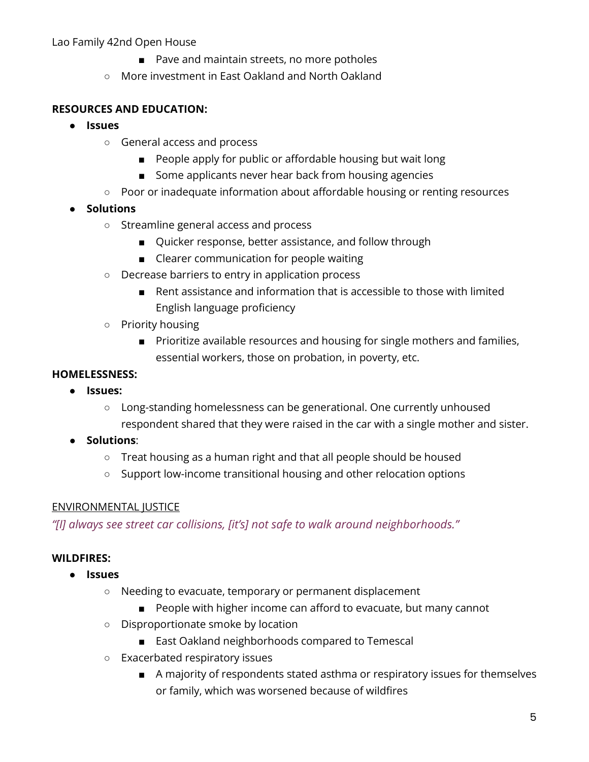Lao Family 42nd Open House

        - Pave and maintain streets, no more potholes
    - More investment in East Oakland and North Oakland

**RESOURCES AND EDUCATION:**

- **Issues**
    - General access and process
        - People apply for public or affordable housing but wait long
        - Some applicants never hear back from housing agencies
    - Poor or inadequate information about affordable housing or renting resources
- **Solutions**
    - Streamline general access and process
        - Quicker response, better assistance, and follow through
        - Clearer communication for people waiting
    - Decrease barriers to entry in application process
        - Rent assistance and information that is accessible to those with limited English language proficiency
    - Priority housing
        - Prioritize available resources and housing for single mothers and families, essential workers, those on probation, in poverty, etc.

**HOMELESSNESS:**

- **Issues:**
    - Long-standing homelessness can be generational. One currently unhoused respondent shared that they were raised in the car with a single mother and sister.
- **Solutions**:
    - Treat housing as a human right and that all people should be housed
    - Support low-income transitional housing and other relocation options

<u>ENVIRONMENTAL JUSTICE</u>

*"[I] always see street car collisions, [it's] not safe to walk around neighborhoods."*

**WILDFIRES:**

- **Issues**
    - Needing to evacuate, temporary or permanent displacement
        - People with higher income can afford to evacuate, but many cannot
    - Disproportionate smoke by location
        - East Oakland neighborhoods compared to Temescal
    - Exacerbated respiratory issues
        - A majority of respondents stated asthma or respiratory issues for themselves or family, which was worsened because of wildfires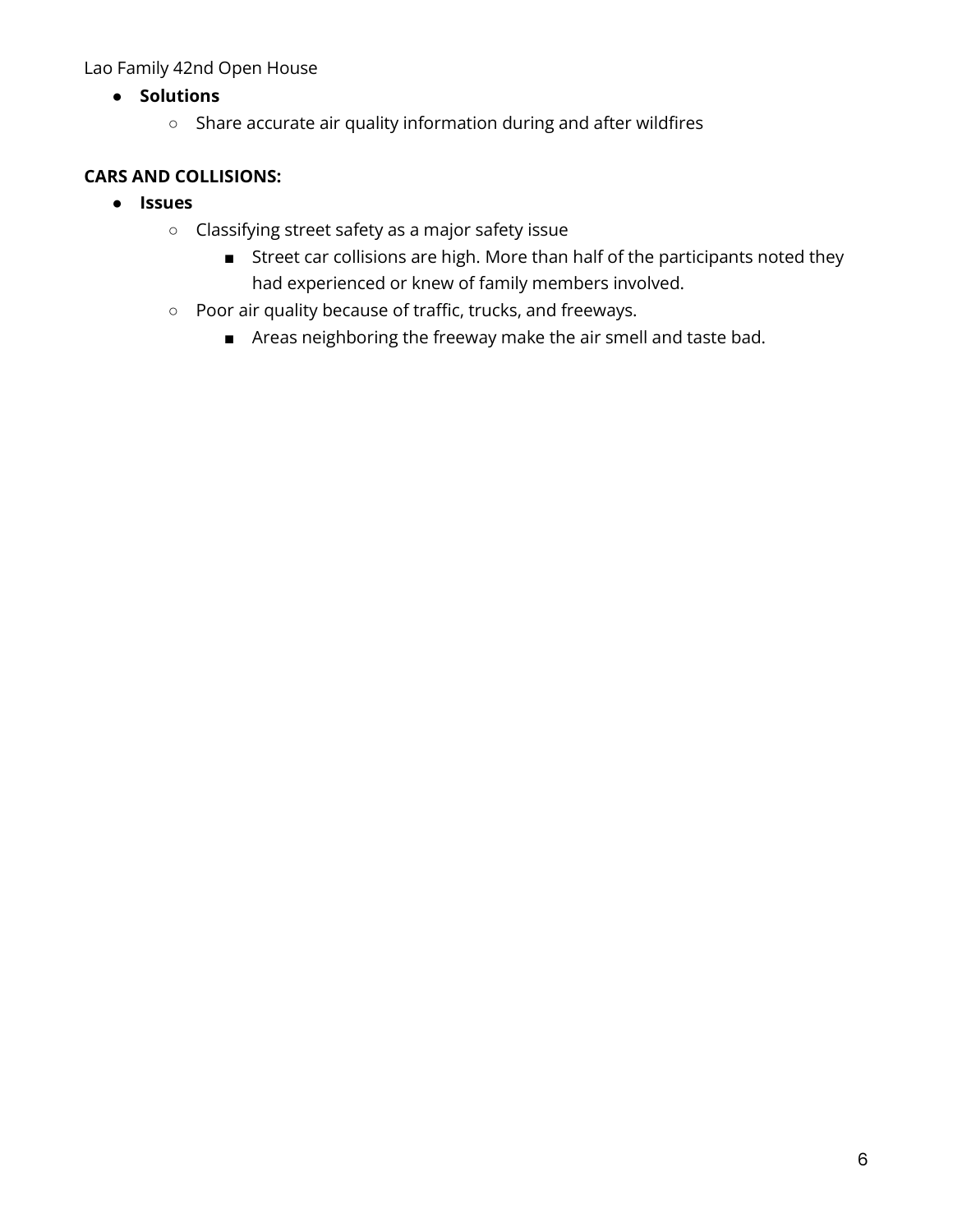- **Solutions**
    - Share accurate air quality information during and after wildfires

**CARS AND COLLISIONS:**

- **Issues**
    - Classifying street safety as a major safety issue
        - Street car collisions are high. More than half of the participants noted they had experienced or knew of family members involved.
    - Poor air quality because of traffic, trucks, and freeways.
        - Areas neighboring the freeway make the air smell and taste bad.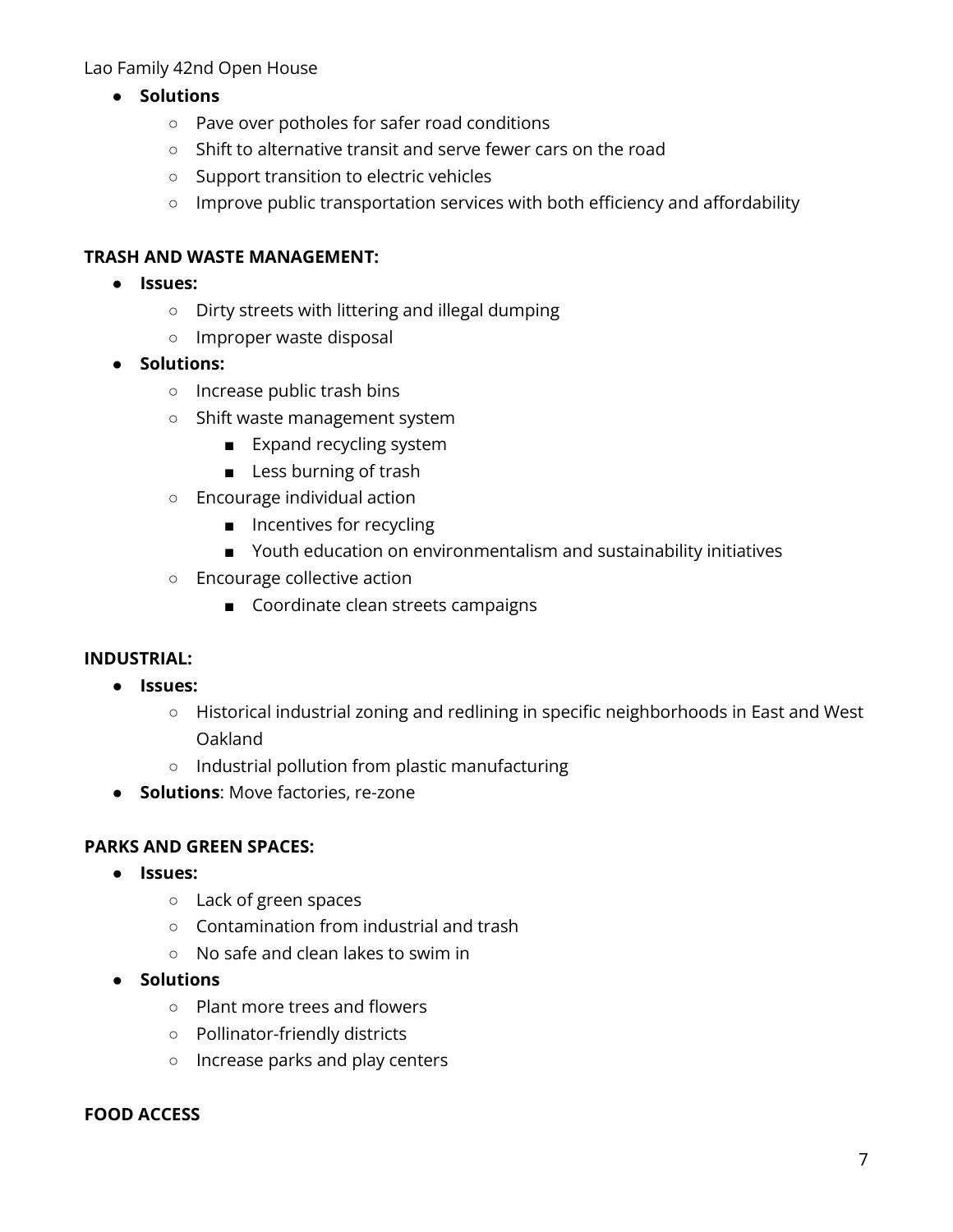Lao Family 42nd Open House

- **Solutions**
  - Pave over potholes for safer road conditions
  - Shift to alternative transit and serve fewer cars on the road
  - Support transition to electric vehicles
  - Improve public transportation services with both efficiency and affordability

**TRASH AND WASTE MANAGEMENT:**

- **Issues:**
  - Dirty streets with littering and illegal dumping
  - Improper waste disposal
- **Solutions:**
  - Increase public trash bins
  - Shift waste management system
    - Expand recycling system
    - Less burning of trash
  - Encourage individual action
    - Incentives for recycling
    - Youth education on environmentalism and sustainability initiatives
  - Encourage collective action
    - Coordinate clean streets campaigns

**INDUSTRIAL:**

- **Issues:**
  - Historical industrial zoning and redlining in specific neighborhoods in East and West Oakland
  - Industrial pollution from plastic manufacturing
- **Solutions**: Move factories, re-zone

**PARKS AND GREEN SPACES:**

- **Issues:**
  - Lack of green spaces
  - Contamination from industrial and trash
  - No safe and clean lakes to swim in
- **Solutions**
  - Plant more trees and flowers
  - Pollinator-friendly districts
  - Increase parks and play centers

**FOOD ACCESS**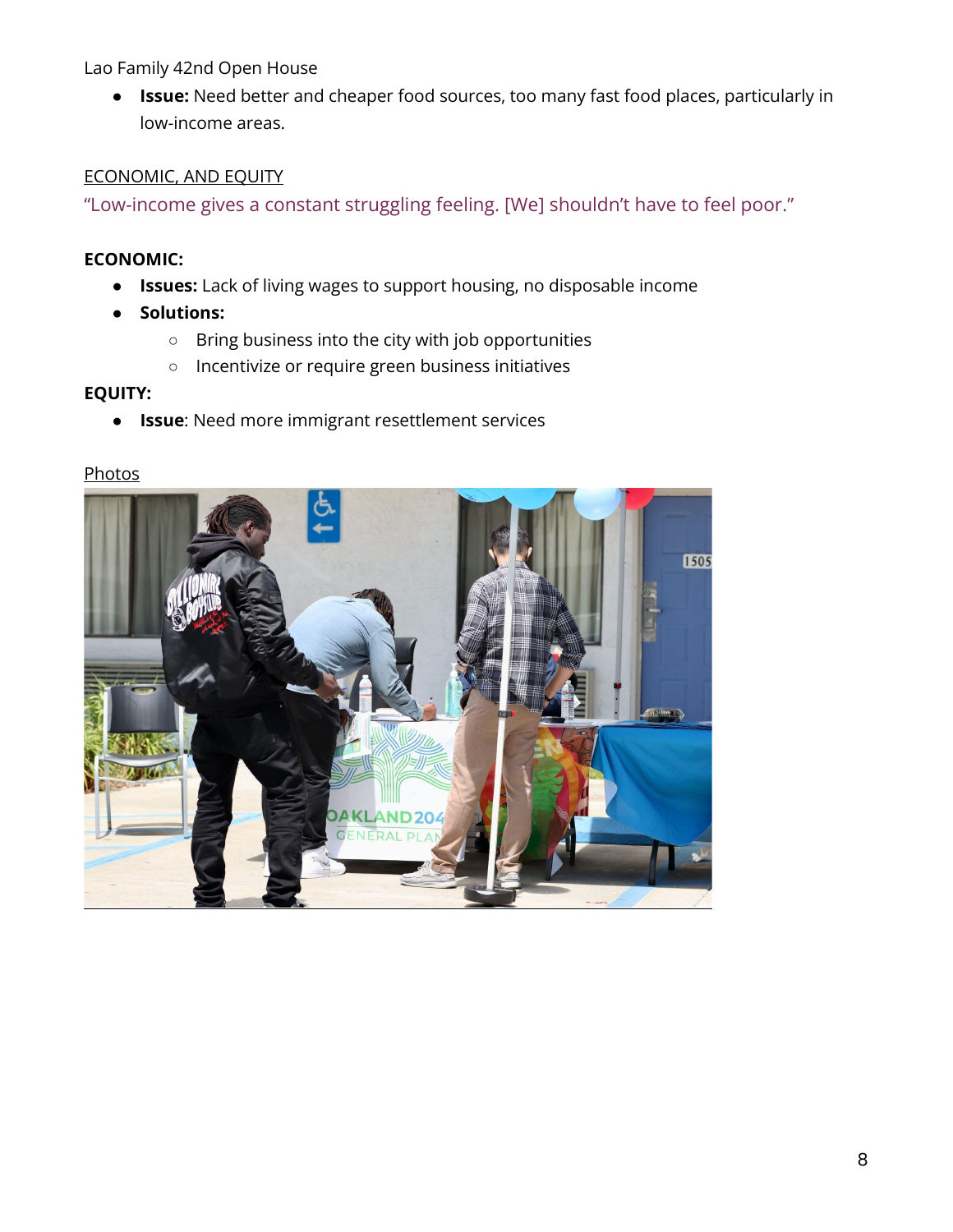Lao Family 42nd Open House

- **Issue:** Need better and cheaper food sources, too many fast food places, particularly in low-income areas.

ECONOMIC, AND EQUITY

"Low-income gives a constant struggling feeling. [We] shouldn't have to feel poor."

**ECONOMIC:**

- **Issues:** Lack of living wages to support housing, no disposable income
- **Solutions:**
    - Bring business into the city with job opportunities
    - Incentivize or require green business initiatives

**EQUITY:**

- **Issue**: Need more immigrant resettlement services

Photos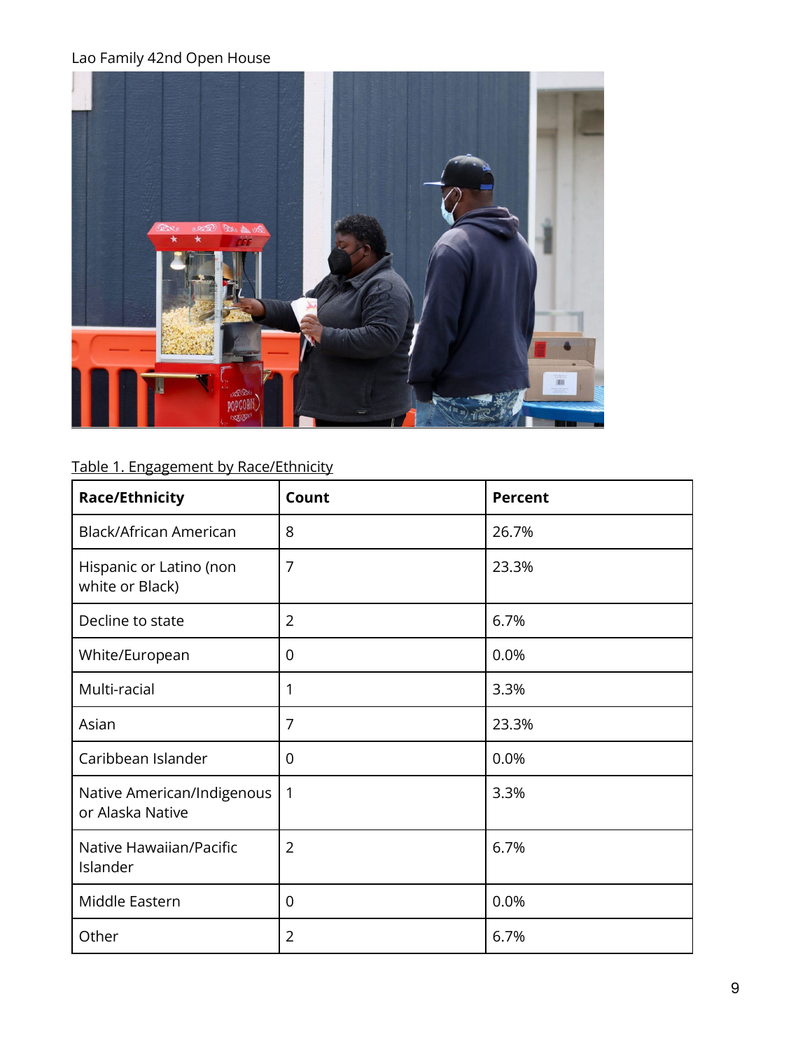Lao Family 42nd Open House

Table 1. Engagement by Race/Ethnicity

| Race/Ethnicity | Count | Percent |
|---|---|---|
| Black/African American | 8 | 26.7% |
| Hispanic or Latino (non white or Black) | 7 | 23.3% |
| Decline to state | 2 | 6.7% |
| White/European | 0 | 0.0% |
| Multi-racial | 1 | 3.3% |
| Asian | 7 | 23.3% |
| Caribbean Islander | 0 | 0.0% |
| Native American/Indigenous or Alaska Native | 1 | 3.3% |
| Native Hawaiian/Pacific Islander | 2 | 6.7% |
| Middle Eastern | 0 | 0.0% |
| Other | 2 | 6.7% |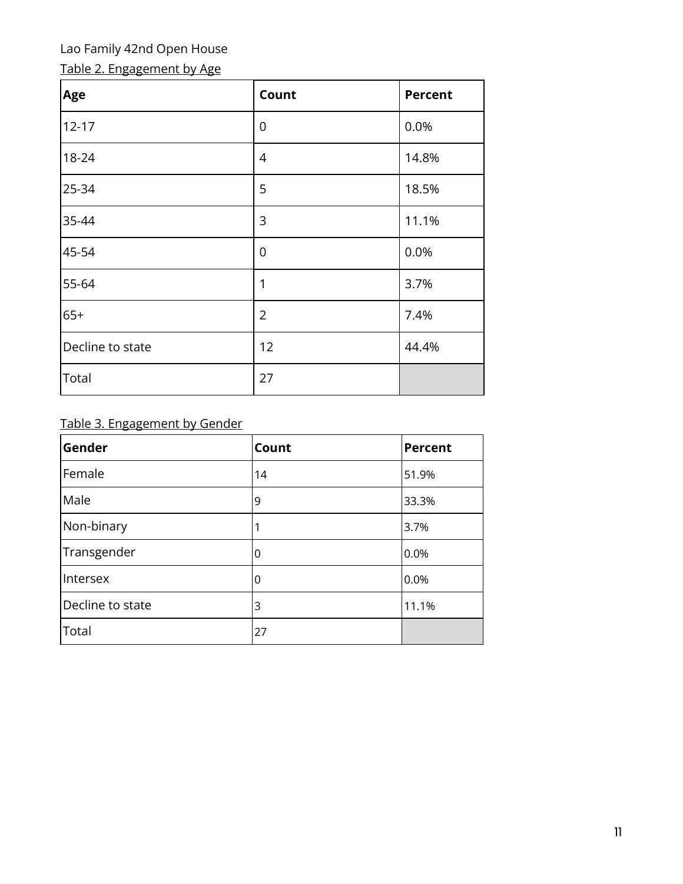Lao Family 42nd Open House

Table 2. Engagement by Age

| Age | Count | Percent |
|---|---|---|
| 12-17 | 0 | 0.0% |
| 18-24 | 4 | 14.8% |
| 25-34 | 5 | 18.5% |
| 35-44 | 3 | 11.1% |
| 45-54 | 0 | 0.0% |
| 55-64 | 1 | 3.7% |
| 65+ | 2 | 7.4% |
| Decline to state | 12 | 44.4% |
| Total | 27 | |

Table 3. Engagement by Gender

| Gender | Count | Percent |
|---|---|---|
| Female | 14 | 51.9% |
| Male | 9 | 33.3% |
| Non-binary | 1 | 3.7% |
| Transgender | 0 | 0.0% |
| Intersex | 0 | 0.0% |
| Decline to state | 3 | 11.1% |
| Total | 27 | |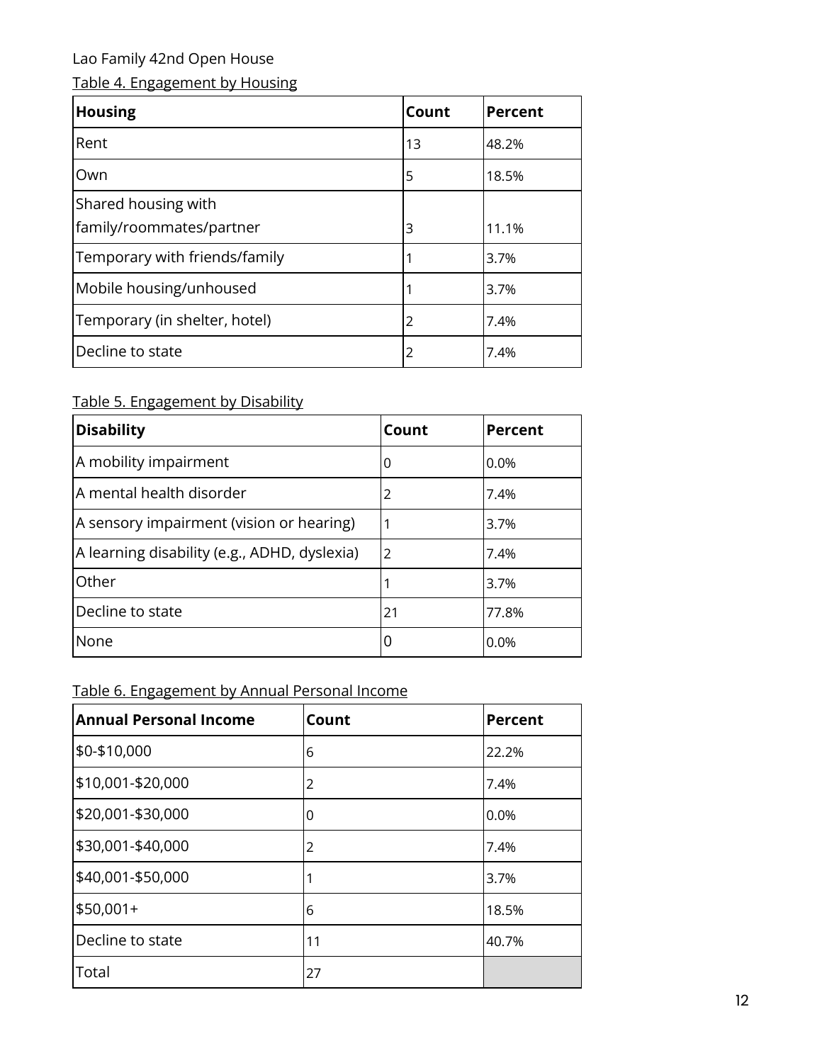Lao Family 42nd Open House

Table 4. Engagement by Housing

| Housing | Count | Percent |
| --- | --- | --- |
| Rent | 13 | 48.2% |
| Own | 5 | 18.5% |
| Shared housing with family/roommates/partner | 3 | 11.1% |
| Temporary with friends/family | 1 | 3.7% |
| Mobile housing/unhoused | 1 | 3.7% |
| Temporary (in shelter, hotel) | 2 | 7.4% |
| Decline to state | 2 | 7.4% |

Table 5. Engagement by Disability

| Disability | Count | Percent |
| --- | --- | --- |
| A mobility impairment | 0 | 0.0% |
| A mental health disorder | 2 | 7.4% |
| A sensory impairment (vision or hearing) | 1 | 3.7% |
| A learning disability (e.g., ADHD, dyslexia) | 2 | 7.4% |
| Other | 1 | 3.7% |
| Decline to state | 21 | 77.8% |
| None | 0 | 0.0% |

Table 6. Engagement by Annual Personal Income

| Annual Personal Income | Count | Percent |
| --- | --- | --- |
| $0-$10,000 | 6 | 22.2% |
| $10,001-$20,000 | 2 | 7.4% |
| $20,001-$30,000 | 0 | 0.0% |
| $30,001-$40,000 | 2 | 7.4% |
| $40,001-$50,000 | 1 | 3.7% |
| $50,001+ | 6 | 18.5% |
| Decline to state | 11 | 40.7% |
| Total | 27 | |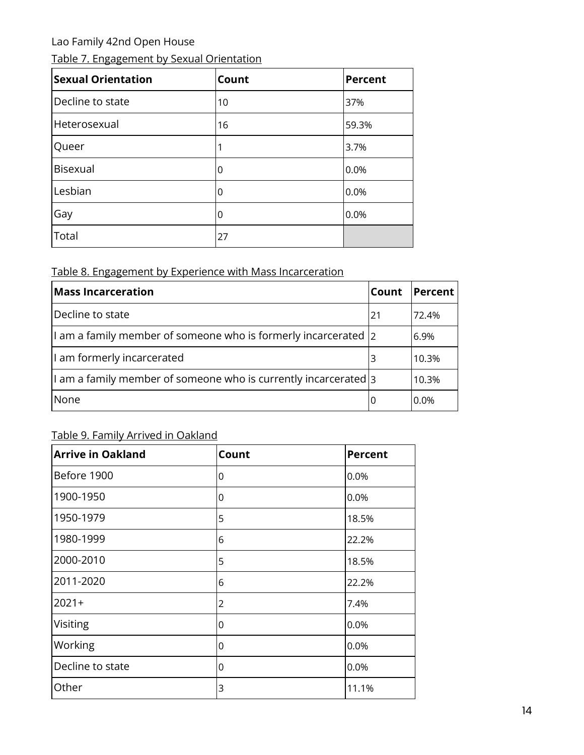Lao Family 42nd Open House

Table 7. Engagement by Sexual Orientation

| Sexual Orientation | Count | Percent |
|---|---|---|
| Decline to state | 10 | 37% |
| Heterosexual | 16 | 59.3% |
| Queer | 1 | 3.7% |
| Bisexual | 0 | 0.0% |
| Lesbian | 0 | 0.0% |
| Gay | 0 | 0.0% |
| Total | 27 | |

Table 8. Engagement by Experience with Mass Incarceration

| Mass Incarceration | Count | Percent |
|---|---|---|
| Decline to state | 21 | 72.4% |
| I am a family member of someone who is formerly incarcerated | 2 | 6.9% |
| I am formerly incarcerated | 3 | 10.3% |
| I am a family member of someone who is currently incarcerated | 3 | 10.3% |
| None | 0 | 0.0% |

Table 9. Family Arrived in Oakland

| Arrive in Oakland | Count | Percent |
|---|---|---|
| Before 1900 | 0 | 0.0% |
| 1900-1950 | 0 | 0.0% |
| 1950-1979 | 5 | 18.5% |
| 1980-1999 | 6 | 22.2% |
| 2000-2010 | 5 | 18.5% |
| 2011-2020 | 6 | 22.2% |
| 2021+ | 2 | 7.4% |
| Visiting | 0 | 0.0% |
| Working | 0 | 0.0% |
| Decline to state | 0 | 0.0% |
| Other | 3 | 11.1% |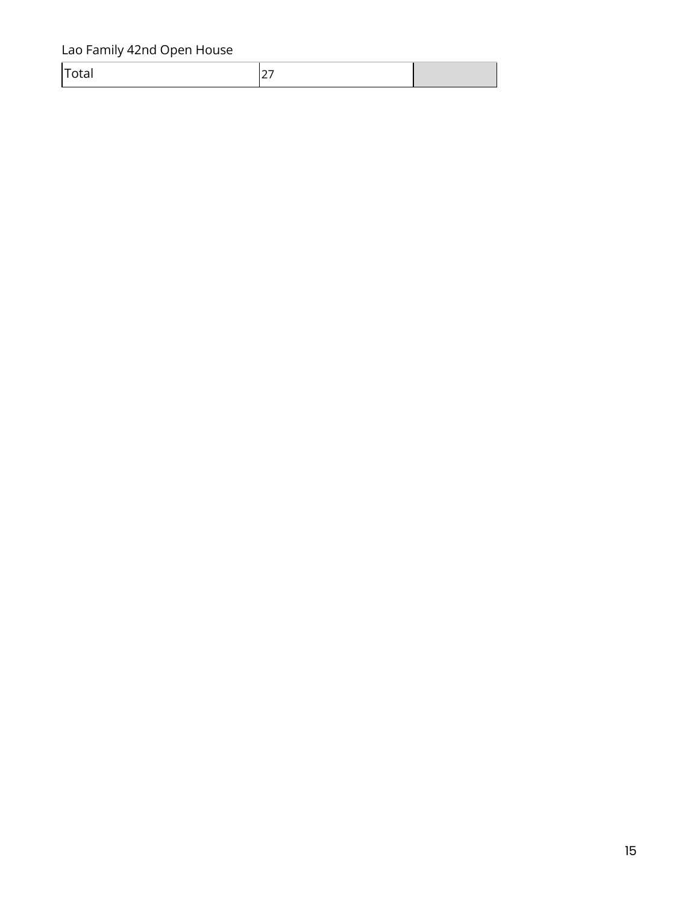Lao Family 42nd Open House

| | | |
|---|---|---|
| Total | 27 | |